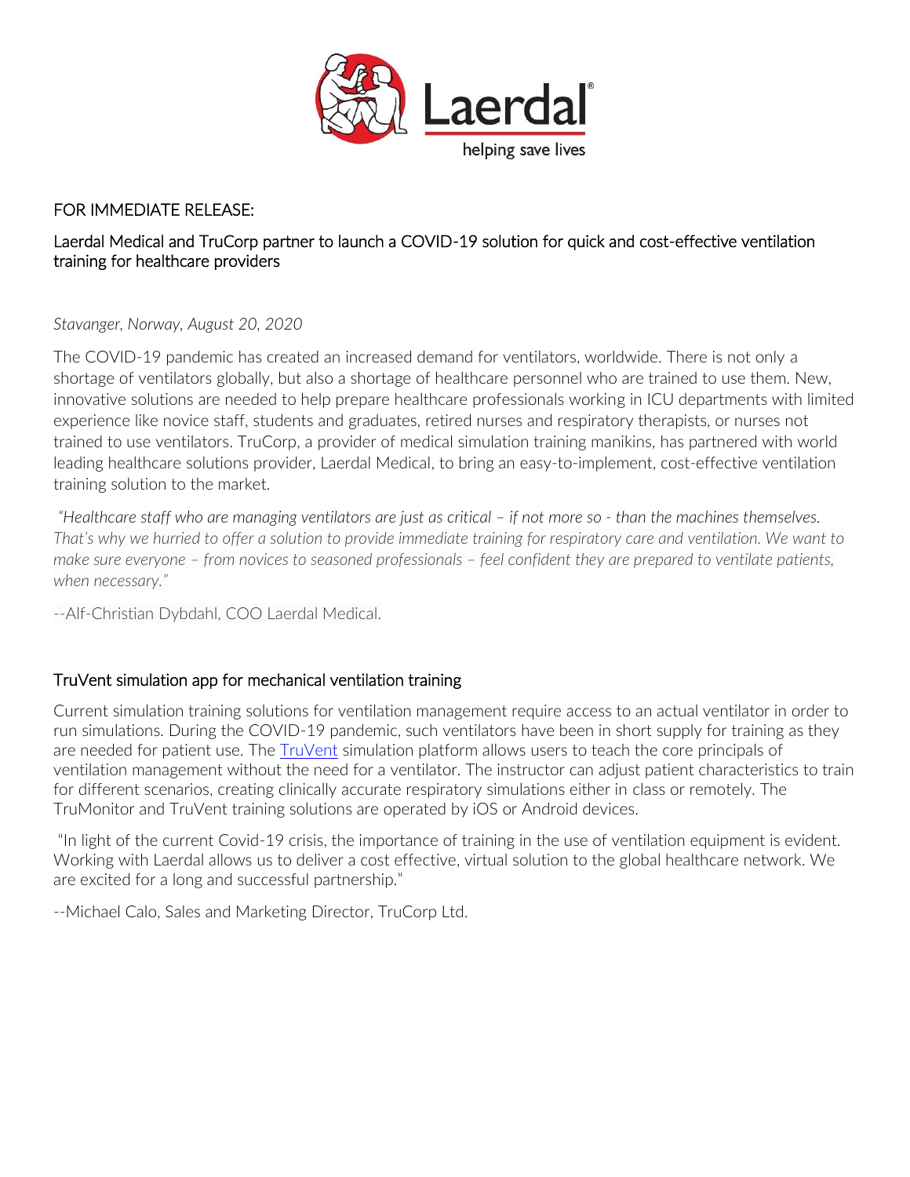FOR IMMEDIATE RELEASE:

## Laerdal Medical and TruCorp partner to launch a COVID-19 solution for quick and cost-effective ventilation training for healthcare providers

*Stavanger, Norway, August 20, 2020*

The COVID-19 pandemic has created an increased demand for ventilators, worldwide. There is not only a shortage of ventilators globally, but also a shortage of healthcare personnel who are trained to use them. New, innovative solutions are needed to help prepare healthcare professionals working in ICU departments with limited experience like novice staff, students and graduates, retired nurses and respiratory therapists, or nurses not trained to use ventilators. TruCorp, a provider of medical simulation training manikins, has partnered with world leading healthcare solutions provider, Laerdal Medical, to bring an easy-to-implement, cost-effective ventilation training solution to the market.

*"Healthcare staff who are managing ventilators are just as critical – if not more so - than the machines themselves. That's why we hurried to offer a solution to provide immediate training for respiratory care and ventilation. We want to make sure everyone – from novices to seasoned professionals – feel confident they are prepared to ventilate patients, when necessary."*

--Alf-Christian Dybdahl, COO Laerdal Medical.

### TruVent simulation app for mechanical ventilation training

Current simulation training solutions for ventilation management require access to an actual ventilator in order to run simulations. During the COVID-19 pandemic, such ventilators have been in short supply for training as they are needed for patient use. The TruVent simulation platform allows users to teach the core principals of ventilation management without the need for a ventilator. The instructor can adjust patient characteristics to train for different scenarios, creating clinically accurate respiratory simulations either in class or remotely. The TruMonitor and TruVent training solutions are operated by iOS or Android devices.

"In light of the current Covid-19 crisis, the importance of training in the use of ventilation equipment is evident. Working with Laerdal allows us to deliver a cost effective, virtual solution to the global healthcare network. We are excited for a long and successful partnership."

--Michael Calo, Sales and Marketing Director, TruCorp Ltd.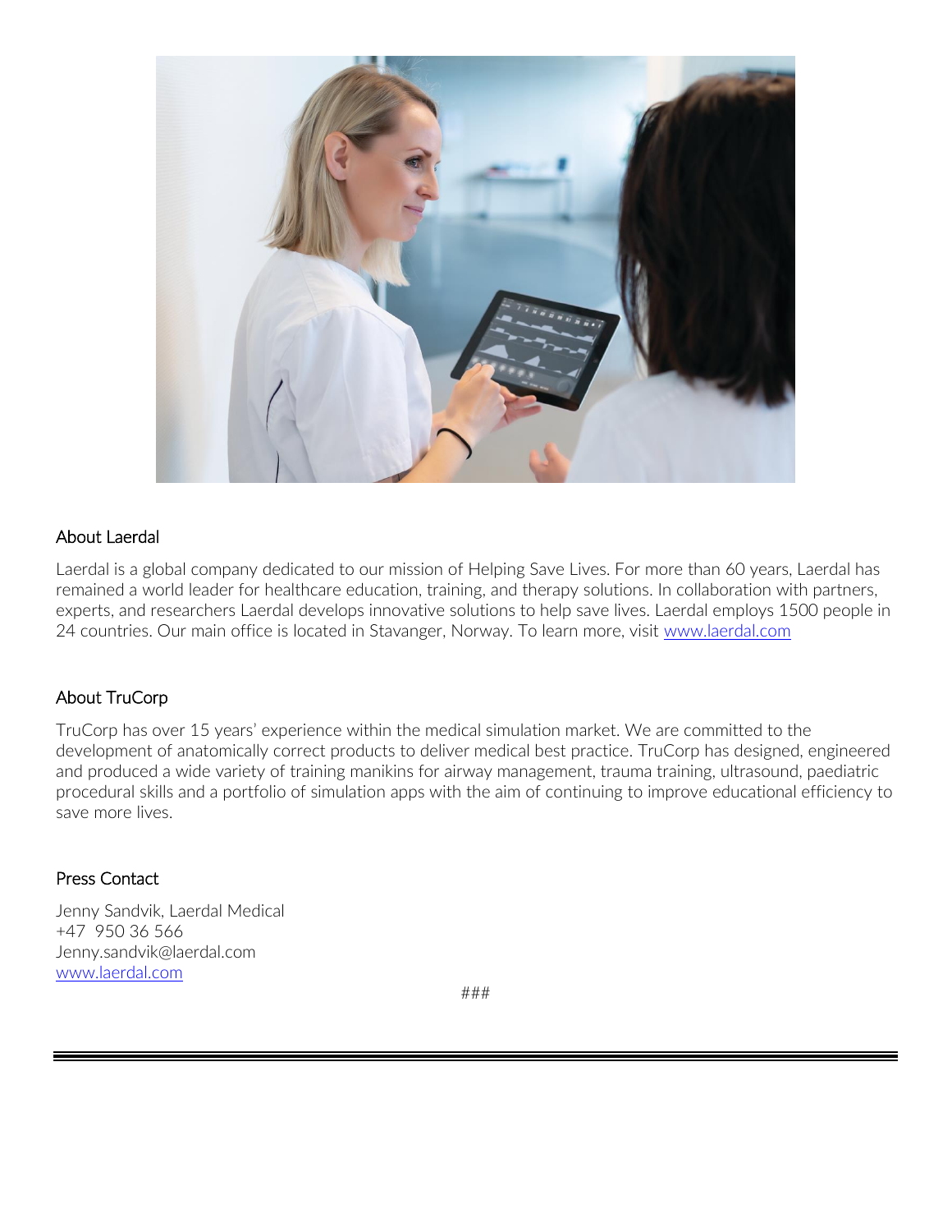## About Laerdal

Laerdal is a global company dedicated to our mission of Helping Save Lives. For more than 60 years, Laerdal has remained a world leader for healthcare education, training, and therapy solutions. In collaboration with partners, experts, and researchers Laerdal develops innovative solutions to help save lives. Laerdal employs 1500 people in 24 countries. Our main office is located in Stavanger, Norway. To learn more, visit [www.laerdal.com](http://www.laerdal.com)

## About TruCorp

TruCorp has over 15 years' experience within the medical simulation market. We are committed to the development of anatomically correct products to deliver medical best practice. TruCorp has designed, engineered and produced a wide variety of training manikins for airway management, trauma training, ultrasound, paediatric procedural skills and a portfolio of simulation apps with the aim of continuing to improve educational efficiency to save more lives.

## Press Contact

Jenny Sandvik, Laerdal Medical
+47 950 36 566
Jenny.sandvik@laerdal.com
[www.laerdal.com](http://www.laerdal.com)

###